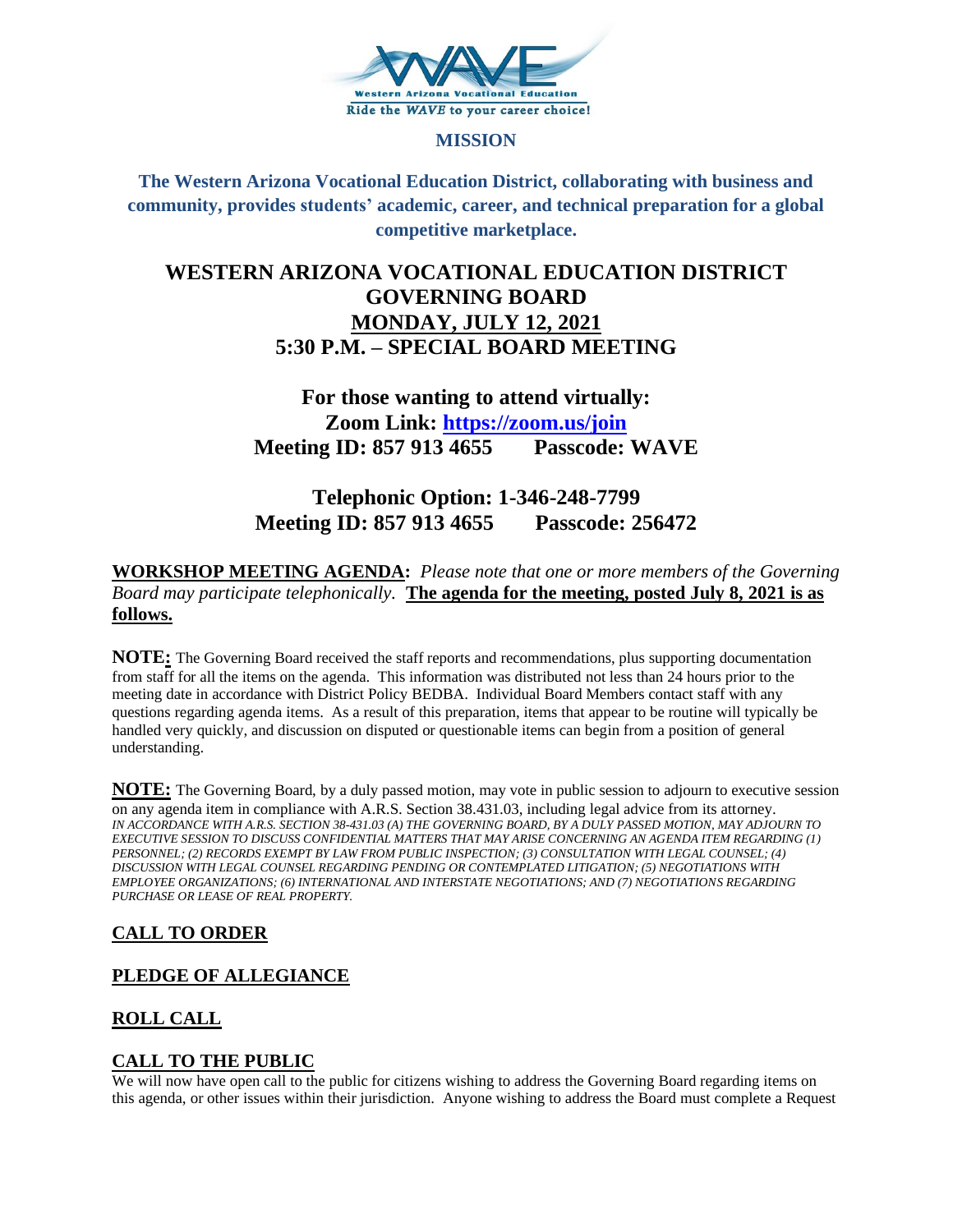**MISSION**

**The Western Arizona Vocational Education District, collaborating with business and community, provides students' academic, career, and technical preparation for a global competitive marketplace.**

# WESTERN ARIZONA VOCATIONAL EDUCATION DISTRICT GOVERNING BOARD

## MONDAY, JULY 12, 2021

## 5:30 P.M. – SPECIAL BOARD MEETING

**For those wanting to attend virtually:**
**Zoom Link: https://zoom.us/join**
**Meeting ID: 857 913 4655 Passcode: WAVE**

**Telephonic Option: 1-346-248-7799**
**Meeting ID: 857 913 4655 Passcode: 256472**

**WORKSHOP MEETING AGENDA:** *Please note that one or more members of the Governing Board may participate telephonically.* **The agenda for the meeting, posted July 8, 2021 is as follows.**

**NOTE:** The Governing Board received the staff reports and recommendations, plus supporting documentation from staff for all the items on the agenda. This information was distributed not less than 24 hours prior to the meeting date in accordance with District Policy BEDBA. Individual Board Members contact staff with any questions regarding agenda items. As a result of this preparation, items that appear to be routine will typically be handled very quickly, and discussion on disputed or questionable items can begin from a position of general understanding.

**NOTE:** The Governing Board, by a duly passed motion, may vote in public session to adjourn to executive session on any agenda item in compliance with A.R.S. Section 38.431.03, including legal advice from its attorney.
*IN ACCORDANCE WITH A.R.S. SECTION 38-431.03 (A) THE GOVERNING BOARD, BY A DULY PASSED MOTION, MAY ADJOURN TO EXECUTIVE SESSION TO DISCUSS CONFIDENTIAL MATTERS THAT MAY ARISE CONCERNING AN AGENDA ITEM REGARDING (1) PERSONNEL; (2) RECORDS EXEMPT BY LAW FROM PUBLIC INSPECTION; (3) CONSULTATION WITH LEGAL COUNSEL; (4) DISCUSSION WITH LEGAL COUNSEL REGARDING PENDING OR CONTEMPLATED LITIGATION; (5) NEGOTIATIONS WITH EMPLOYEE ORGANIZATIONS; (6) INTERNATIONAL AND INTERSTATE NEGOTIATIONS; AND (7) NEGOTIATIONS REGARDING PURCHASE OR LEASE OF REAL PROPERTY.*

**CALL TO ORDER**

**PLEDGE OF ALLEGIANCE**

**ROLL CALL**

**CALL TO THE PUBLIC**

We will now have open call to the public for citizens wishing to address the Governing Board regarding items on this agenda, or other issues within their jurisdiction. Anyone wishing to address the Board must complete a Request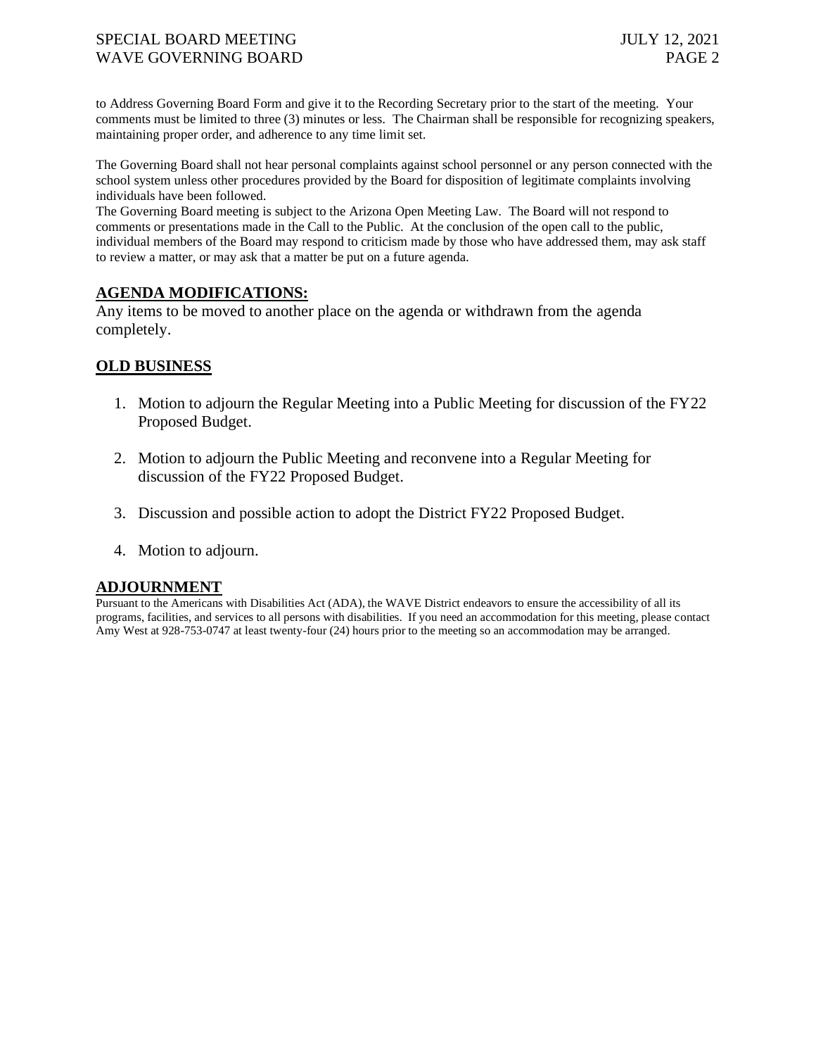to Address Governing Board Form and give it to the Recording Secretary prior to the start of the meeting. Your comments must be limited to three (3) minutes or less. The Chairman shall be responsible for recognizing speakers, maintaining proper order, and adherence to any time limit set.

The Governing Board shall not hear personal complaints against school personnel or any person connected with the school system unless other procedures provided by the Board for disposition of legitimate complaints involving individuals have been followed.
The Governing Board meeting is subject to the Arizona Open Meeting Law. The Board will not respond to comments or presentations made in the Call to the Public. At the conclusion of the open call to the public, individual members of the Board may respond to criticism made by those who have addressed them, may ask staff to review a matter, or may ask that a matter be put on a future agenda.

## AGENDA MODIFICATIONS:

Any items to be moved to another place on the agenda or withdrawn from the agenda completely.

## OLD BUSINESS

1. Motion to adjourn the Regular Meeting into a Public Meeting for discussion of the FY22 Proposed Budget.

2. Motion to adjourn the Public Meeting and reconvene into a Regular Meeting for discussion of the FY22 Proposed Budget.

3. Discussion and possible action to adopt the District FY22 Proposed Budget.

4. Motion to adjourn.

## ADJOURNMENT

Pursuant to the Americans with Disabilities Act (ADA), the WAVE District endeavors to ensure the accessibility of all its programs, facilities, and services to all persons with disabilities. If you need an accommodation for this meeting, please contact Amy West at 928-753-0747 at least twenty-four (24) hours prior to the meeting so an accommodation may be arranged.